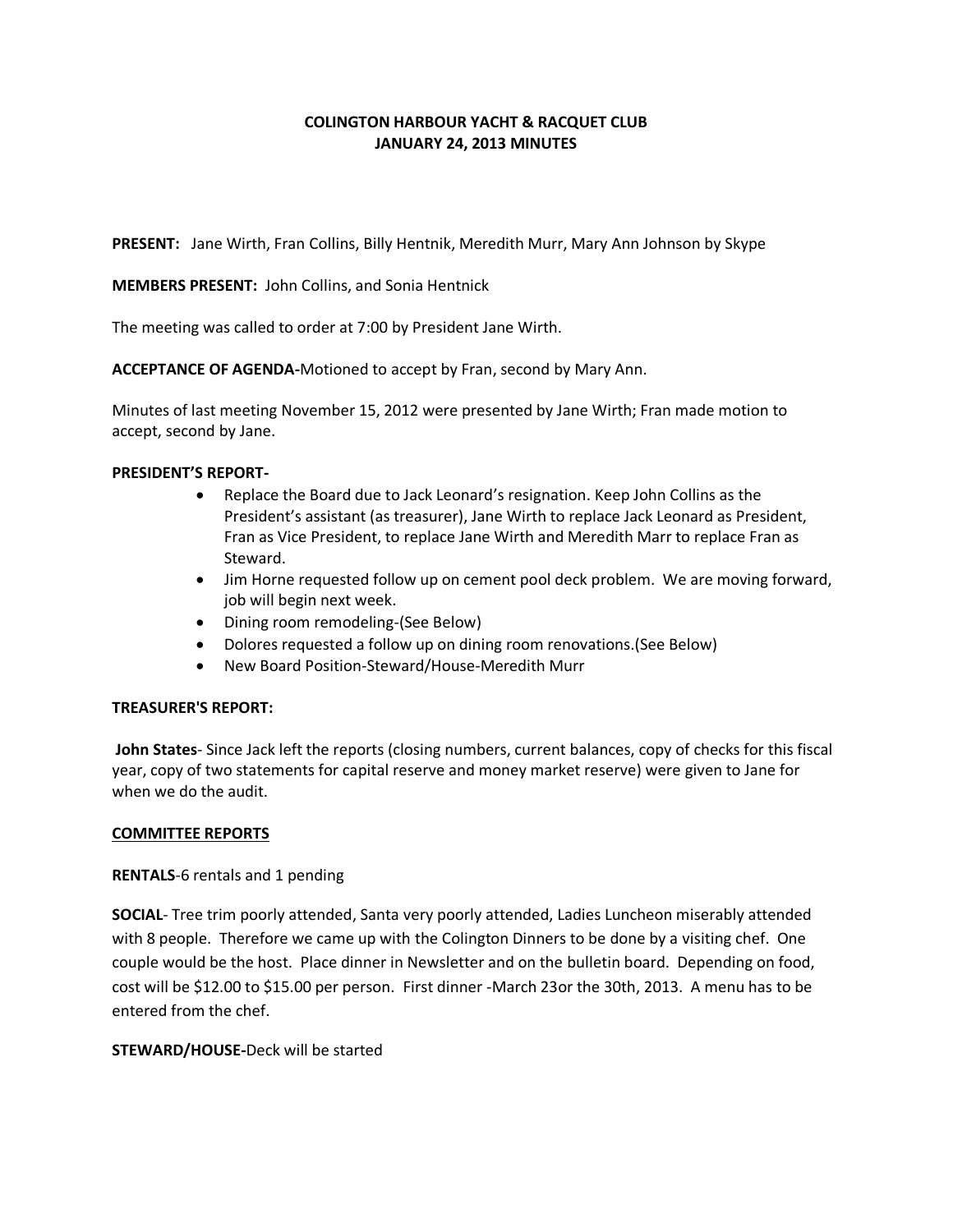# COLINGTON HARBOUR YACHT & RACQUET CLUB
# JANUARY 24, 2013 MINUTES

**PRESENT:** Jane Wirth, Fran Collins, Billy Hentnik, Meredith Murr, Mary Ann Johnson by Skype

**MEMBERS PRESENT:** John Collins, and Sonia Hentnick

The meeting was called to order at 7:00 by President Jane Wirth.

**ACCEPTANCE OF AGENDA-**Motioned to accept by Fran, second by Mary Ann.

Minutes of last meeting November 15, 2012 were presented by Jane Wirth; Fran made motion to accept, second by Jane.

**PRESIDENT'S REPORT-**

- Replace the Board due to Jack Leonard's resignation. Keep John Collins as the President's assistant (as treasurer), Jane Wirth to replace Jack Leonard as President, Fran as Vice President, to replace Jane Wirth and Meredith Marr to replace Fran as Steward.
- Jim Horne requested follow up on cement pool deck problem. We are moving forward, job will begin next week.
- Dining room remodeling-(See Below)
- Dolores requested a follow up on dining room renovations.(See Below)
- New Board Position-Steward/House-Meredith Murr

**TREASURER'S REPORT:**

**John States**- Since Jack left the reports (closing numbers, current balances, copy of checks for this fiscal year, copy of two statements for capital reserve and money market reserve) were given to Jane for when we do the audit.

**COMMITTEE REPORTS**

**RENTALS**-6 rentals and 1 pending

**SOCIAL**- Tree trim poorly attended, Santa very poorly attended, Ladies Luncheon miserably attended with 8 people. Therefore we came up with the Colington Dinners to be done by a visiting chef. One couple would be the host. Place dinner in Newsletter and on the bulletin board. Depending on food, cost will be $12.00 to $15.00 per person. First dinner -March 23or the 30th, 2013. A menu has to be entered from the chef.

**STEWARD/HOUSE-**Deck will be started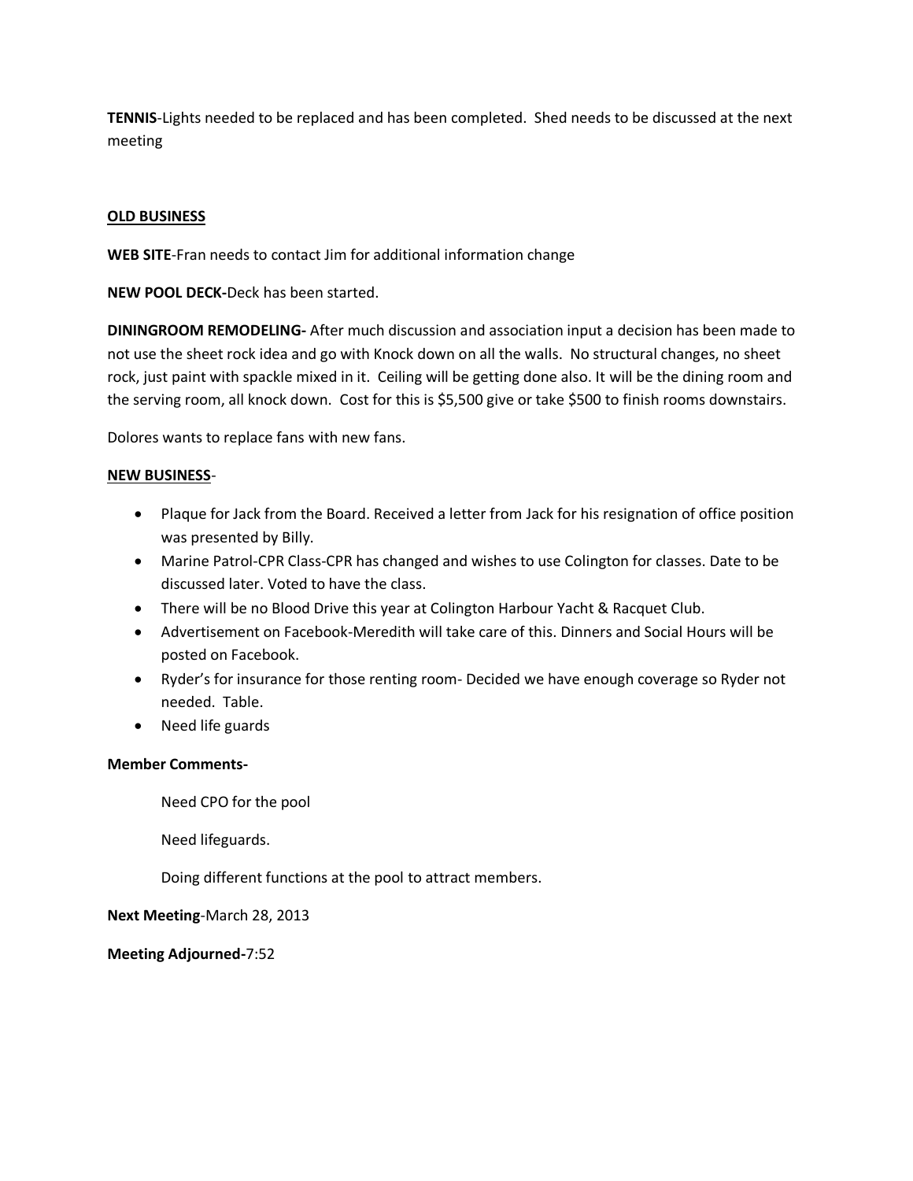**TENNIS**-Lights needed to be replaced and has been completed. Shed needs to be discussed at the next meeting

**OLD BUSINESS**

**WEB SITE**-Fran needs to contact Jim for additional information change

**NEW POOL DECK-**Deck has been started.

**DININGROOM REMODELING-** After much discussion and association input a decision has been made to not use the sheet rock idea and go with Knock down on all the walls. No structural changes, no sheet rock, just paint with spackle mixed in it. Ceiling will be getting done also. It will be the dining room and the serving room, all knock down. Cost for this is $5,500 give or take $500 to finish rooms downstairs.

Dolores wants to replace fans with new fans.

**NEW BUSINESS**-

- Plaque for Jack from the Board. Received a letter from Jack for his resignation of office position was presented by Billy.
- Marine Patrol-CPR Class-CPR has changed and wishes to use Colington for classes. Date to be discussed later. Voted to have the class.
- There will be no Blood Drive this year at Colington Harbour Yacht & Racquet Club.
- Advertisement on Facebook-Meredith will take care of this. Dinners and Social Hours will be posted on Facebook.
- Ryder's for insurance for those renting room- Decided we have enough coverage so Ryder not needed. Table.
- Need life guards

**Member Comments-**

Need CPO for the pool

Need lifeguards.

Doing different functions at the pool to attract members.

**Next Meeting**-March 28, 2013

**Meeting Adjourned-**7:52